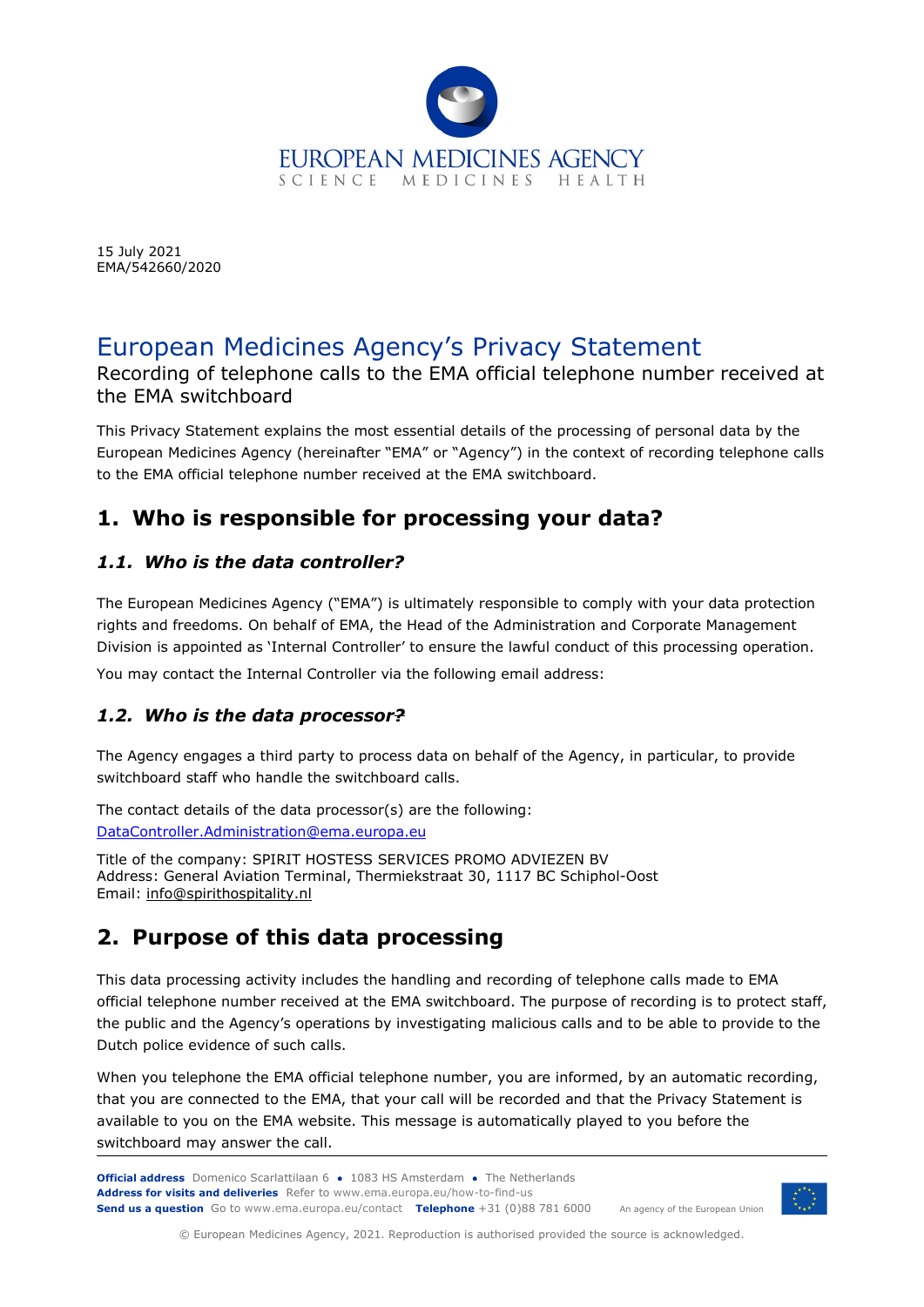EUROPEAN MEDICINES AGENCY
SCIENCE MEDICINES HEALTH

15 July 2021
EMA/542660/2020

# European Medicines Agency's Privacy Statement

Recording of telephone calls to the EMA official telephone number received at the EMA switchboard

This Privacy Statement explains the most essential details of the processing of personal data by the European Medicines Agency (hereinafter "EMA" or "Agency") in the context of recording telephone calls to the EMA official telephone number received at the EMA switchboard.

## 1. Who is responsible for processing your data?

### *1.1. Who is the data controller?*

The European Medicines Agency ("EMA") is ultimately responsible to comply with your data protection rights and freedoms. On behalf of EMA, the Head of the Administration and Corporate Management Division is appointed as 'Internal Controller' to ensure the lawful conduct of this processing operation.

You may contact the Internal Controller via the following email address:

### *1.2. Who is the data processor?*

The Agency engages a third party to process data on behalf of the Agency, in particular, to provide switchboard staff who handle the switchboard calls.

The contact details of the data processor(s) are the following:
DataController.Administration@ema.europa.eu

Title of the company: SPIRIT HOSTESS SERVICES PROMO ADVIEZEN BV
Address: General Aviation Terminal, Thermiekstraat 30, 1117 BC Schiphol-Oost
Email: info@spirithospitality.nl

## 2. Purpose of this data processing

This data processing activity includes the handling and recording of telephone calls made to EMA official telephone number received at the EMA switchboard. The purpose of recording is to protect staff, the public and the Agency's operations by investigating malicious calls and to be able to provide to the Dutch police evidence of such calls.

When you telephone the EMA official telephone number, you are informed, by an automatic recording, that you are connected to the EMA, that your call will be recorded and that the Privacy Statement is available to you on the EMA website. This message is automatically played to you before the switchboard may answer the call.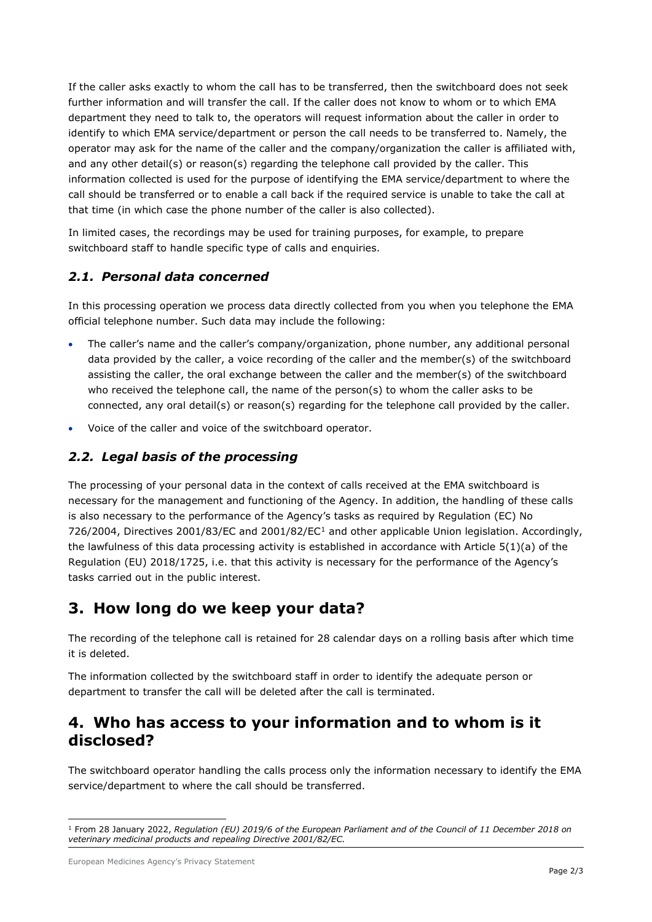If the caller asks exactly to whom the call has to be transferred, then the switchboard does not seek further information and will transfer the call. If the caller does not know to whom or to which EMA department they need to talk to, the operators will request information about the caller in order to identify to which EMA service/department or person the call needs to be transferred to. Namely, the operator may ask for the name of the caller and the company/organization the caller is affiliated with, and any other detail(s) or reason(s) regarding the telephone call provided by the caller. This information collected is used for the purpose of identifying the EMA service/department to where the call should be transferred or to enable a call back if the required service is unable to take the call at that time (in which case the phone number of the caller is also collected).

In limited cases, the recordings may be used for training purposes, for example, to prepare switchboard staff to handle specific type of calls and enquiries.

### *2.1. Personal data concerned*

In this processing operation we process data directly collected from you when you telephone the EMA official telephone number. Such data may include the following:

- The caller's name and the caller's company/organization, phone number, any additional personal data provided by the caller, a voice recording of the caller and the member(s) of the switchboard assisting the caller, the oral exchange between the caller and the member(s) of the switchboard who received the telephone call, the name of the person(s) to whom the caller asks to be connected, any oral detail(s) or reason(s) regarding for the telephone call provided by the caller.
- Voice of the caller and voice of the switchboard operator.

### *2.2. Legal basis of the processing*

The processing of your personal data in the context of calls received at the EMA switchboard is necessary for the management and functioning of the Agency. In addition, the handling of these calls is also necessary to the performance of the Agency's tasks as required by Regulation (EC) No 726/2004, Directives 2001/83/EC and 2001/82/EC[1] and other applicable Union legislation. Accordingly, the lawfulness of this data processing activity is established in accordance with Article 5(1)(a) of the Regulation (EU) 2018/1725, i.e. that this activity is necessary for the performance of the Agency's tasks carried out in the public interest.

## 3. How long do we keep your data?

The recording of the telephone call is retained for 28 calendar days on a rolling basis after which time it is deleted.

The information collected by the switchboard staff in order to identify the adequate person or department to transfer the call will be deleted after the call is terminated.

## 4. Who has access to your information and to whom is it disclosed?

The switchboard operator handling the calls process only the information necessary to identify the EMA service/department to where the call should be transferred.

---

[1] From 28 January 2022, *Regulation (EU) 2019/6 of the European Parliament and of the Council of 11 December 2018 on veterinary medicinal products and repealing Directive 2001/82/EC.*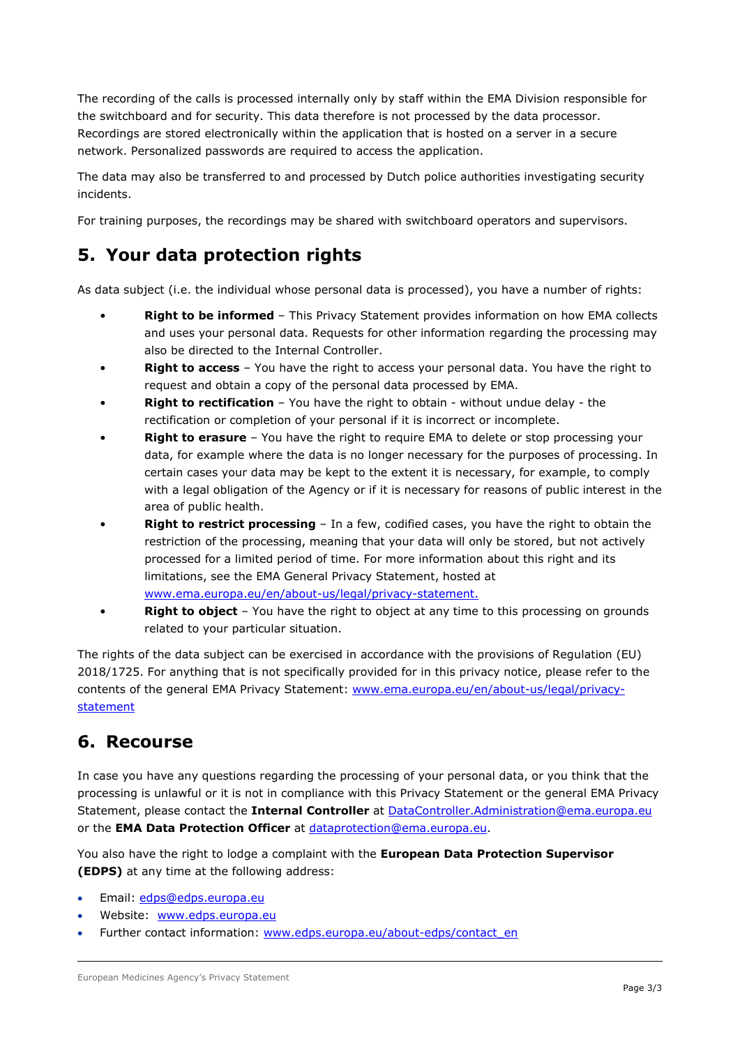The recording of the calls is processed internally only by staff within the EMA Division responsible for the switchboard and for security. This data therefore is not processed by the data processor. Recordings are stored electronically within the application that is hosted on a server in a secure network. Personalized passwords are required to access the application.

The data may also be transferred to and processed by Dutch police authorities investigating security incidents.

For training purposes, the recordings may be shared with switchboard operators and supervisors.

## 5. Your data protection rights

As data subject (i.e. the individual whose personal data is processed), you have a number of rights:

- **Right to be informed** – This Privacy Statement provides information on how EMA collects and uses your personal data. Requests for other information regarding the processing may also be directed to the Internal Controller.
- **Right to access** – You have the right to access your personal data. You have the right to request and obtain a copy of the personal data processed by EMA.
- **Right to rectification** – You have the right to obtain - without undue delay - the rectification or completion of your personal if it is incorrect or incomplete.
- **Right to erasure** – You have the right to require EMA to delete or stop processing your data, for example where the data is no longer necessary for the purposes of processing. In certain cases your data may be kept to the extent it is necessary, for example, to comply with a legal obligation of the Agency or if it is necessary for reasons of public interest in the area of public health.
- **Right to restrict processing** – In a few, codified cases, you have the right to obtain the restriction of the processing, meaning that your data will only be stored, but not actively processed for a limited period of time. For more information about this right and its limitations, see the EMA General Privacy Statement, hosted at [www.ema.europa.eu/en/about-us/legal/privacy-statement.](www.ema.europa.eu/en/about-us/legal/privacy-statement)
- **Right to object** – You have the right to object at any time to this processing on grounds related to your particular situation.

The rights of the data subject can be exercised in accordance with the provisions of Regulation (EU) 2018/1725. For anything that is not specifically provided for in this privacy notice, please refer to the contents of the general EMA Privacy Statement: [www.ema.europa.eu/en/about-us/legal/privacy-statement](www.ema.europa.eu/en/about-us/legal/privacy-statement)

## 6. Recourse

In case you have any questions regarding the processing of your personal data, or you think that the processing is unlawful or it is not in compliance with this Privacy Statement or the general EMA Privacy Statement, please contact the **Internal Controller** at [DataController.Administration@ema.europa.eu](mailto:DataController.Administration@ema.europa.eu) or the **EMA Data Protection Officer** at [dataprotection@ema.europa.eu](mailto:dataprotection@ema.europa.eu).

You also have the right to lodge a complaint with the **European Data Protection Supervisor (EDPS)** at any time at the following address:

- Email: [edps@edps.europa.eu](mailto:edps@edps.europa.eu)
- Website: [www.edps.europa.eu](www.edps.europa.eu)
- Further contact information: [www.edps.europa.eu/about-edps/contact_en](www.edps.europa.eu/about-edps/contact_en)